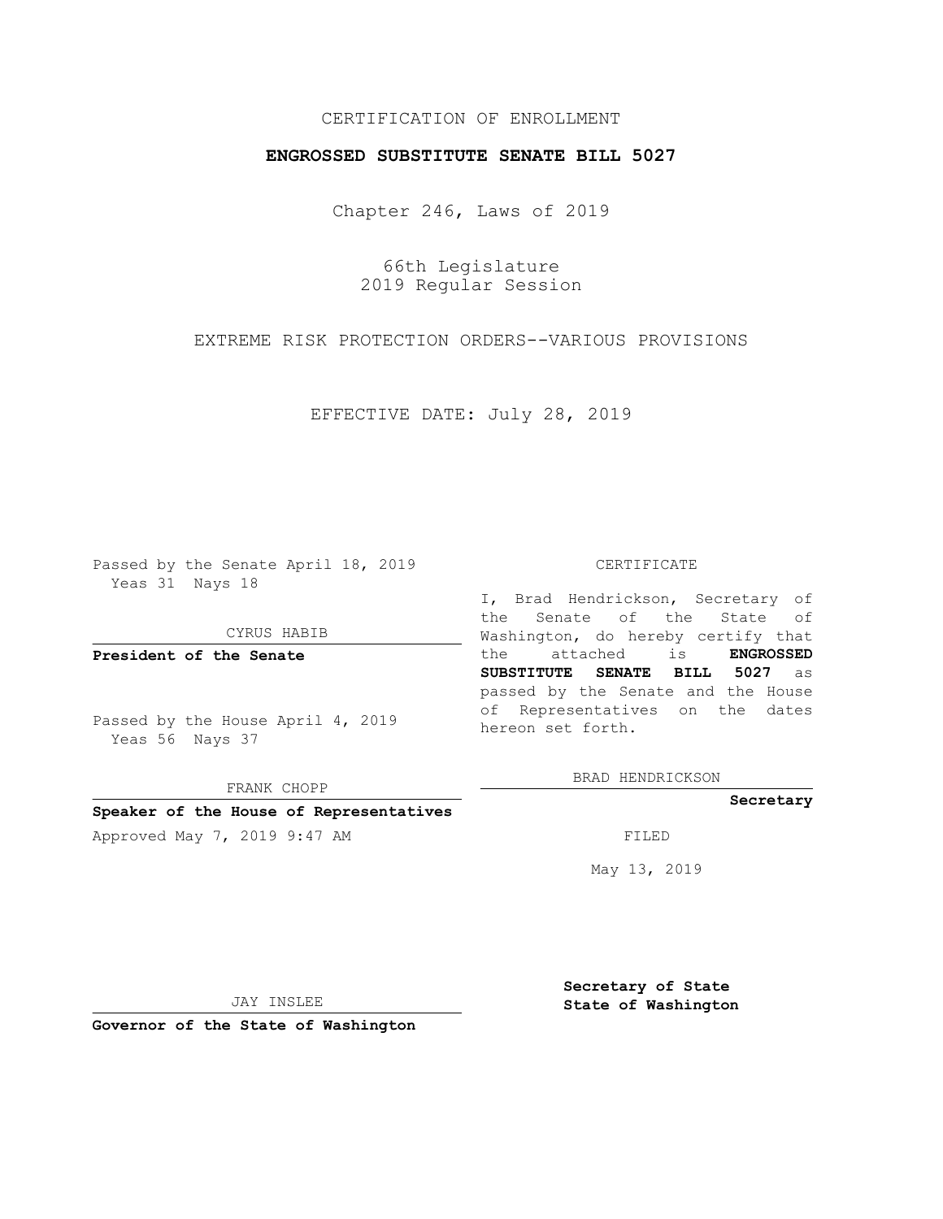CERTIFICATION OF ENROLLMENT

**ENGROSSED SUBSTITUTE SENATE BILL 5027**

Chapter 246, Laws of 2019

66th Legislature
2019 Regular Session

EXTREME RISK PROTECTION ORDERS--VARIOUS PROVISIONS

EFFECTIVE DATE: July 28, 2019

Passed by the Senate April 18, 2019
Yeas 31 Nays 18

CYRUS HABIB

**President of the Senate**

Passed by the House April 4, 2019
Yeas 56 Nays 37

FRANK CHOPP

**Speaker of the House of Representatives**

Approved May 7, 2019 9:47 AM

JAY INSLEE

**Governor of the State of Washington**

CERTIFICATE

I, Brad Hendrickson, Secretary of the Senate of the State of Washington, do hereby certify that the attached is **ENGROSSED SUBSTITUTE SENATE BILL 5027** as passed by the Senate and the House of Representatives on the dates hereon set forth.

BRAD HENDRICKSON

**Secretary**

FILED

May 13, 2019

**Secretary of State**
**State of Washington**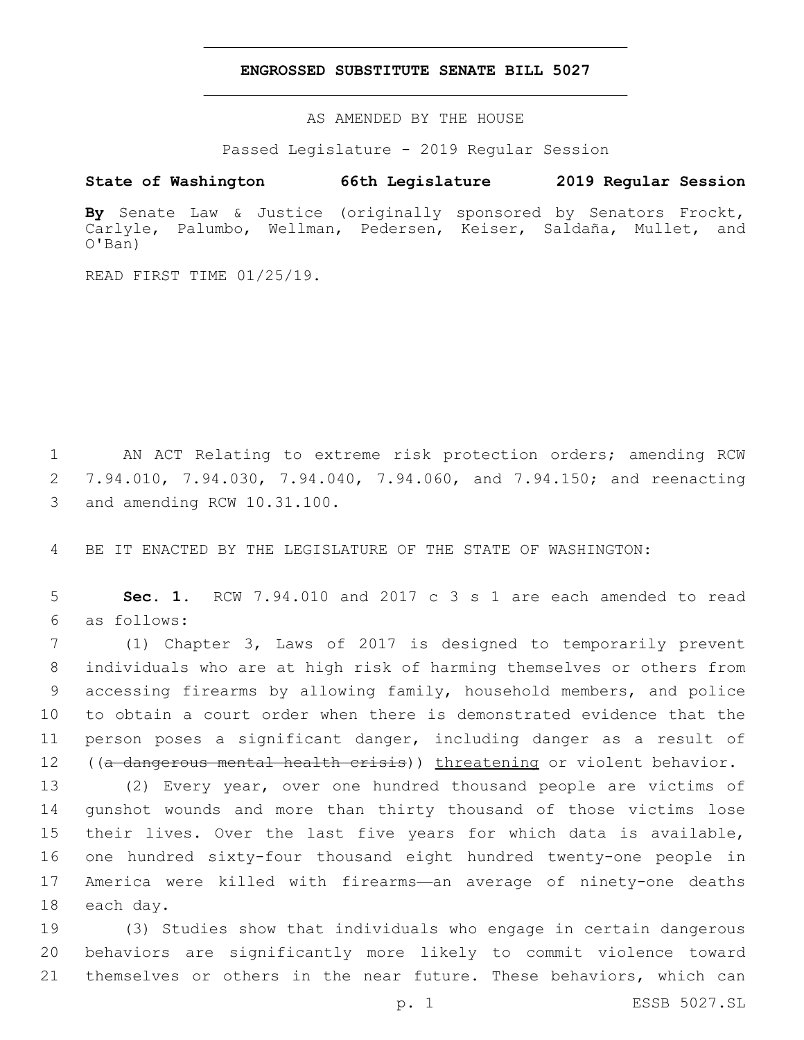# ENGROSSED SUBSTITUTE SENATE BILL 5027

AS AMENDED BY THE HOUSE

Passed Legislature - 2019 Regular Session

**State of Washington 66th Legislature 2019 Regular Session**

**By** Senate Law & Justice (originally sponsored by Senators Frockt, Carlyle, Palumbo, Wellman, Pedersen, Keiser, Saldaña, Mullet, and O'Ban)

READ FIRST TIME 01/25/19.

AN ACT Relating to extreme risk protection orders; amending RCW 7.94.010, 7.94.030, 7.94.040, 7.94.060, and 7.94.150; and reenacting and amending RCW 10.31.100.

BE IT ENACTED BY THE LEGISLATURE OF THE STATE OF WASHINGTON:

**Sec. 1.** RCW 7.94.010 and 2017 c 3 s 1 are each amended to read as follows:

(1) Chapter 3, Laws of 2017 is designed to temporarily prevent individuals who are at high risk of harming themselves or others from accessing firearms by allowing family, household members, and police to obtain a court order when there is demonstrated evidence that the person poses a significant danger, including danger as a result of ((~~a dangerous mental health crisis~~)) <u>threatening</u> or violent behavior.

(2) Every year, over one hundred thousand people are victims of gunshot wounds and more than thirty thousand of those victims lose their lives. Over the last five years for which data is available, one hundred sixty-four thousand eight hundred twenty-one people in America were killed with firearms—an average of ninety-one deaths each day.

(3) Studies show that individuals who engage in certain dangerous behaviors are significantly more likely to commit violence toward themselves or others in the near future. These behaviors, which can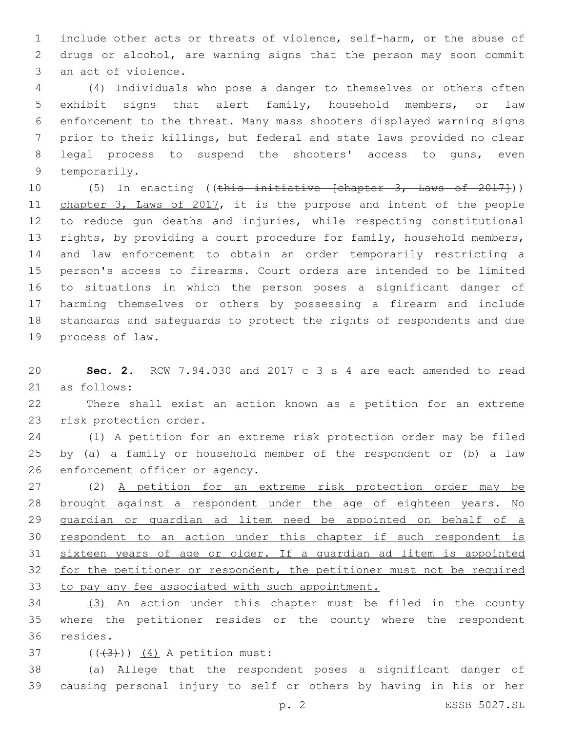include other acts or threats of violence, self-harm, or the abuse of drugs or alcohol, are warning signs that the person may soon commit an act of violence.

(4) Individuals who pose a danger to themselves or others often exhibit signs that alert family, household members, or law enforcement to the threat. Many mass shooters displayed warning signs prior to their killings, but federal and state laws provided no clear legal process to suspend the shooters' access to guns, even temporarily.

(5) In enacting ((~~this initiative [chapter 3, Laws of 2017]~~)) <u>chapter 3, Laws of 2017</u>, it is the purpose and intent of the people to reduce gun deaths and injuries, while respecting constitutional rights, by providing a court procedure for family, household members, and law enforcement to obtain an order temporarily restricting a person's access to firearms. Court orders are intended to be limited to situations in which the person poses a significant danger of harming themselves or others by possessing a firearm and include standards and safeguards to protect the rights of respondents and due process of law.

**Sec. 2.** RCW 7.94.030 and 2017 c 3 s 4 are each amended to read as follows:

There shall exist an action known as a petition for an extreme risk protection order.

(1) A petition for an extreme risk protection order may be filed by (a) a family or household member of the respondent or (b) a law enforcement officer or agency.

(2) <u>A petition for an extreme risk protection order may be brought against a respondent under the age of eighteen years. No guardian or guardian ad litem need be appointed on behalf of a respondent to an action under this chapter if such respondent is sixteen years of age or older. If a guardian ad litem is appointed for the petitioner or respondent, the petitioner must not be required to pay any fee associated with such appointment.</u>

<u>(3)</u> An action under this chapter must be filed in the county where the petitioner resides or the county where the respondent resides.

((~~(3)~~)) <u>(4)</u> A petition must:

(a) Allege that the respondent poses a significant danger of causing personal injury to self or others by having in his or her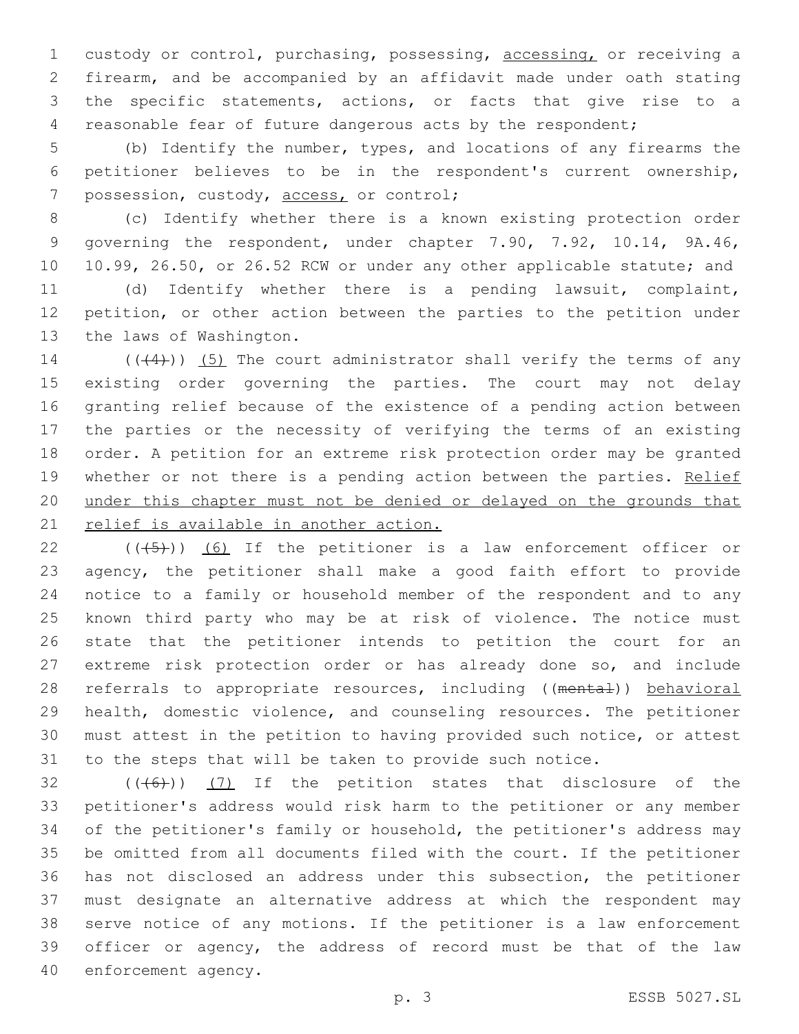custody or control, purchasing, possessing, <u>accessing,</u> or receiving a firearm, and be accompanied by an affidavit made under oath stating the specific statements, actions, or facts that give rise to a reasonable fear of future dangerous acts by the respondent;

(b) Identify the number, types, and locations of any firearms the petitioner believes to be in the respondent's current ownership, possession, custody, <u>access,</u> or control;

(c) Identify whether there is a known existing protection order governing the respondent, under chapter 7.90, 7.92, 10.14, 9A.46, 10.99, 26.50, or 26.52 RCW or under any other applicable statute; and

(d) Identify whether there is a pending lawsuit, complaint, petition, or other action between the parties to the petition under the laws of Washington.

(((~~4~~))) <u>(5)</u> The court administrator shall verify the terms of any existing order governing the parties. The court may not delay granting relief because of the existence of a pending action between the parties or the necessity of verifying the terms of an existing order. A petition for an extreme risk protection order may be granted whether or not there is a pending action between the parties. <u>Relief under this chapter must not be denied or delayed on the grounds that relief is available in another action.</u>

(((~~5~~))) <u>(6)</u> If the petitioner is a law enforcement officer or agency, the petitioner shall make a good faith effort to provide notice to a family or household member of the respondent and to any known third party who may be at risk of violence. The notice must state that the petitioner intends to petition the court for an extreme risk protection order or has already done so, and include referrals to appropriate resources, including ((~~mental~~)) <u>behavioral</u> health, domestic violence, and counseling resources. The petitioner must attest in the petition to having provided such notice, or attest to the steps that will be taken to provide such notice.

(((~~6~~))) <u>(7)</u> If the petition states that disclosure of the petitioner's address would risk harm to the petitioner or any member of the petitioner's family or household, the petitioner's address may be omitted from all documents filed with the court. If the petitioner has not disclosed an address under this subsection, the petitioner must designate an alternative address at which the respondent may serve notice of any motions. If the petitioner is a law enforcement officer or agency, the address of record must be that of the law enforcement agency.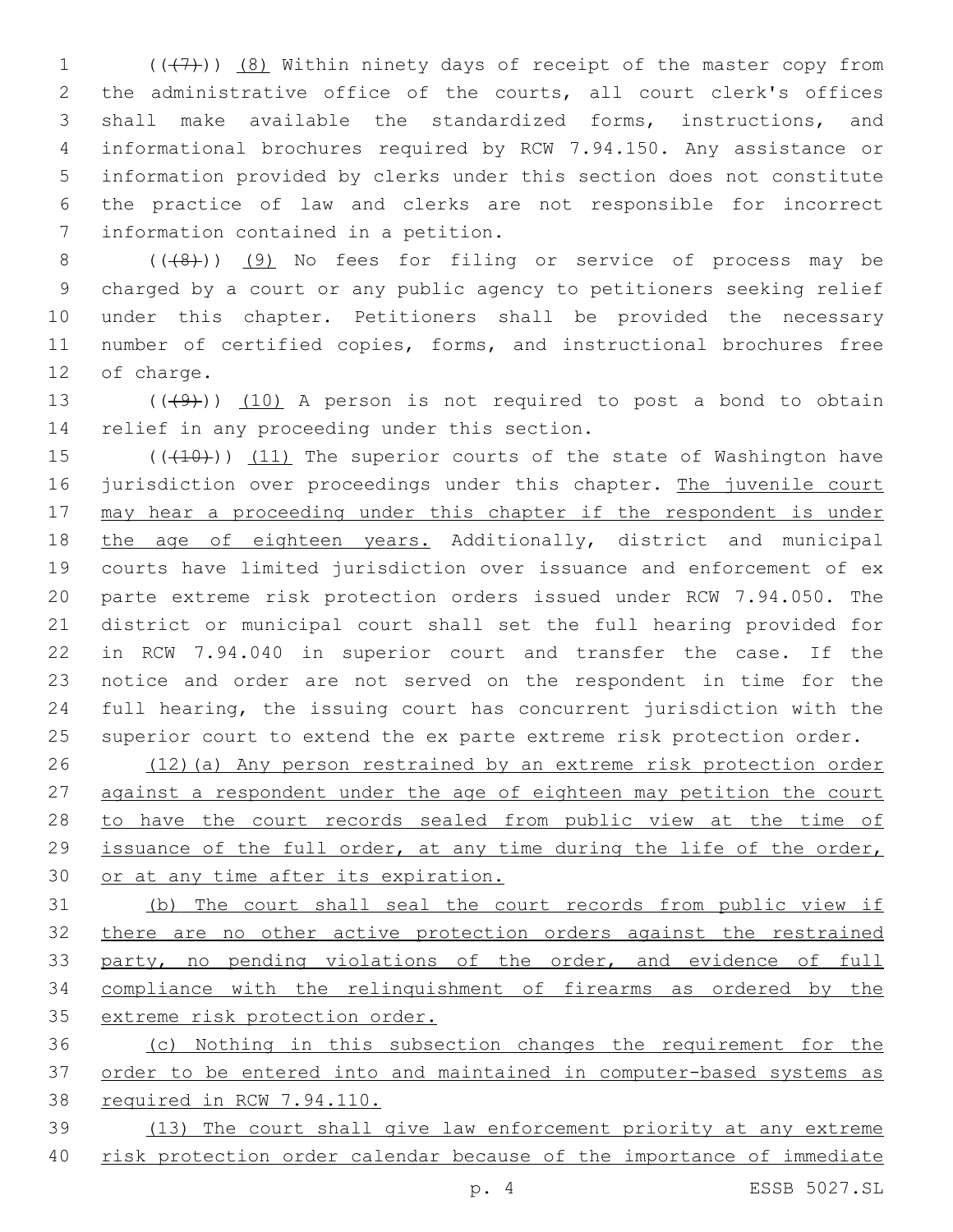((~~(7)~~)) <u>(8)</u> Within ninety days of receipt of the master copy from the administrative office of the courts, all court clerk's offices shall make available the standardized forms, instructions, and informational brochures required by RCW 7.94.150. Any assistance or information provided by clerks under this section does not constitute the practice of law and clerks are not responsible for incorrect information contained in a petition.

((~~(8)~~)) <u>(9)</u> No fees for filing or service of process may be charged by a court or any public agency to petitioners seeking relief under this chapter. Petitioners shall be provided the necessary number of certified copies, forms, and instructional brochures free of charge.

((~~(9)~~)) <u>(10)</u> A person is not required to post a bond to obtain relief in any proceeding under this section.

((~~(10)~~)) <u>(11)</u> The superior courts of the state of Washington have jurisdiction over proceedings under this chapter. <u>The juvenile court may hear a proceeding under this chapter if the respondent is under the age of eighteen years.</u> Additionally, district and municipal courts have limited jurisdiction over issuance and enforcement of ex parte extreme risk protection orders issued under RCW 7.94.050. The district or municipal court shall set the full hearing provided for in RCW 7.94.040 in superior court and transfer the case. If the notice and order are not served on the respondent in time for the full hearing, the issuing court has concurrent jurisdiction with the superior court to extend the ex parte extreme risk protection order.

<u>(12)(a) Any person restrained by an extreme risk protection order against a respondent under the age of eighteen may petition the court to have the court records sealed from public view at the time of issuance of the full order, at any time during the life of the order, or at any time after its expiration.</u>

<u>(b) The court shall seal the court records from public view if there are no other active protection orders against the restrained party, no pending violations of the order, and evidence of full compliance with the relinquishment of firearms as ordered by the extreme risk protection order.</u>

<u>(c) Nothing in this subsection changes the requirement for the order to be entered into and maintained in computer-based systems as required in RCW 7.94.110.</u>

<u>(13) The court shall give law enforcement priority at any extreme risk protection order calendar because of the importance of immediate</u>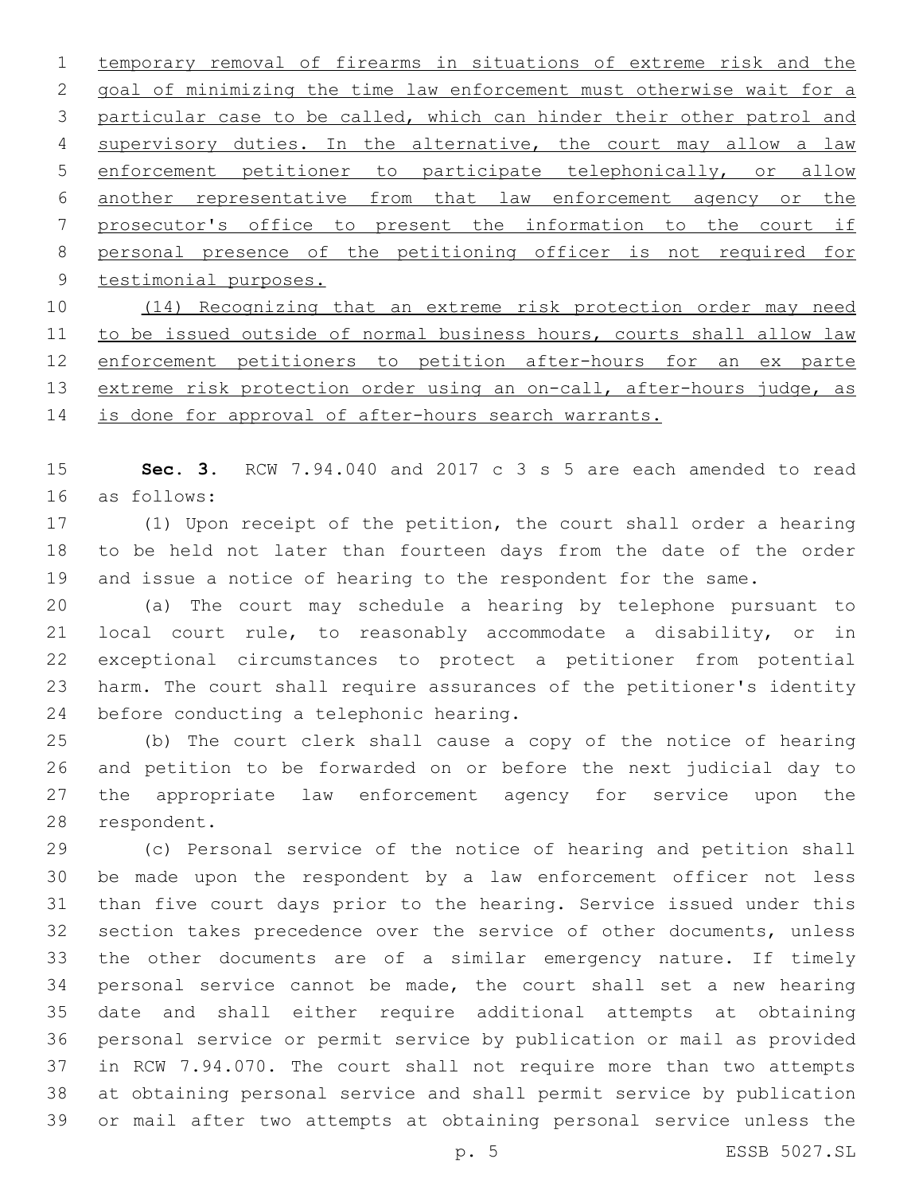temporary removal of firearms in situations of extreme risk and the goal of minimizing the time law enforcement must otherwise wait for a particular case to be called, which can hinder their other patrol and supervisory duties. In the alternative, the court may allow a law enforcement petitioner to participate telephonically, or allow another representative from that law enforcement agency or the prosecutor's office to present the information to the court if personal presence of the petitioning officer is not required for testimonial purposes.

(14) Recognizing that an extreme risk protection order may need to be issued outside of normal business hours, courts shall allow law enforcement petitioners to petition after-hours for an ex parte extreme risk protection order using an on-call, after-hours judge, as is done for approval of after-hours search warrants.

**Sec. 3.** RCW 7.94.040 and 2017 c 3 s 5 are each amended to read as follows:

(1) Upon receipt of the petition, the court shall order a hearing to be held not later than fourteen days from the date of the order and issue a notice of hearing to the respondent for the same.

(a) The court may schedule a hearing by telephone pursuant to local court rule, to reasonably accommodate a disability, or in exceptional circumstances to protect a petitioner from potential harm. The court shall require assurances of the petitioner's identity before conducting a telephonic hearing.

(b) The court clerk shall cause a copy of the notice of hearing and petition to be forwarded on or before the next judicial day to the appropriate law enforcement agency for service upon the respondent.

(c) Personal service of the notice of hearing and petition shall be made upon the respondent by a law enforcement officer not less than five court days prior to the hearing. Service issued under this section takes precedence over the service of other documents, unless the other documents are of a similar emergency nature. If timely personal service cannot be made, the court shall set a new hearing date and shall either require additional attempts at obtaining personal service or permit service by publication or mail as provided in RCW 7.94.070. The court shall not require more than two attempts at obtaining personal service and shall permit service by publication or mail after two attempts at obtaining personal service unless the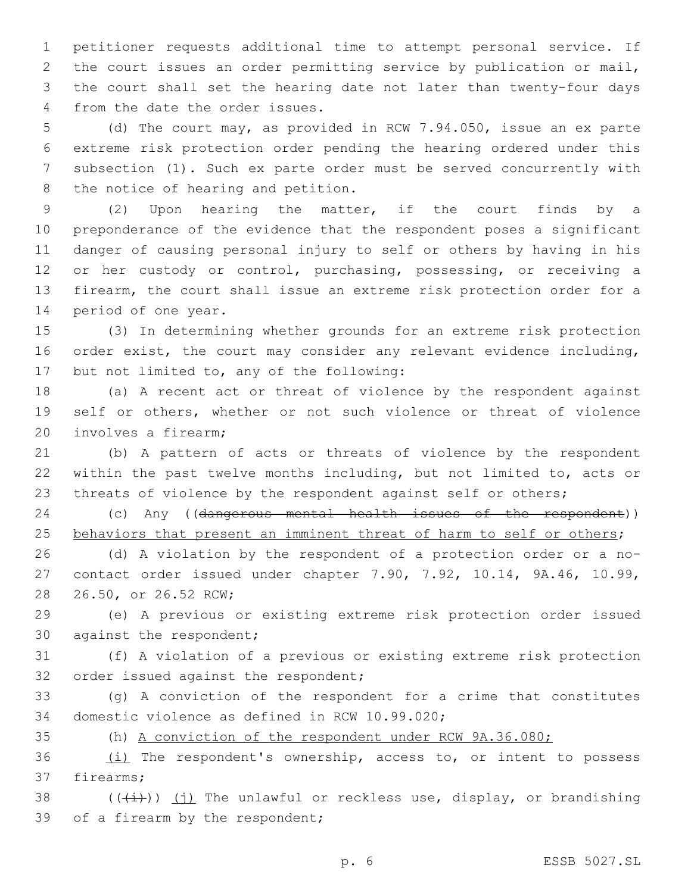petitioner requests additional time to attempt personal service. If the court issues an order permitting service by publication or mail, the court shall set the hearing date not later than twenty-four days from the date the order issues.

(d) The court may, as provided in RCW 7.94.050, issue an ex parte extreme risk protection order pending the hearing ordered under this subsection (1). Such ex parte order must be served concurrently with the notice of hearing and petition.

(2) Upon hearing the matter, if the court finds by a preponderance of the evidence that the respondent poses a significant danger of causing personal injury to self or others by having in his or her custody or control, purchasing, possessing, or receiving a firearm, the court shall issue an extreme risk protection order for a period of one year.

(3) In determining whether grounds for an extreme risk protection order exist, the court may consider any relevant evidence including, but not limited to, any of the following:

(a) A recent act or threat of violence by the respondent against self or others, whether or not such violence or threat of violence involves a firearm;

(b) A pattern of acts or threats of violence by the respondent within the past twelve months including, but not limited to, acts or threats of violence by the respondent against self or others;

(c) Any ((~~dangerous mental health issues of the respondent~~)) <u>behaviors that present an imminent threat of harm to self or others</u>;

(d) A violation by the respondent of a protection order or a no-contact order issued under chapter 7.90, 7.92, 10.14, 9A.46, 10.99, 26.50, or 26.52 RCW;

(e) A previous or existing extreme risk protection order issued against the respondent;

(f) A violation of a previous or existing extreme risk protection order issued against the respondent;

(g) A conviction of the respondent for a crime that constitutes domestic violence as defined in RCW 10.99.020;

(h) <u>A conviction of the respondent under RCW 9A.36.080;</u>

<u>(i)</u> The respondent's ownership, access to, or intent to possess firearms;

((~~(i)~~)) <u>(j)</u> The unlawful or reckless use, display, or brandishing of a firearm by the respondent;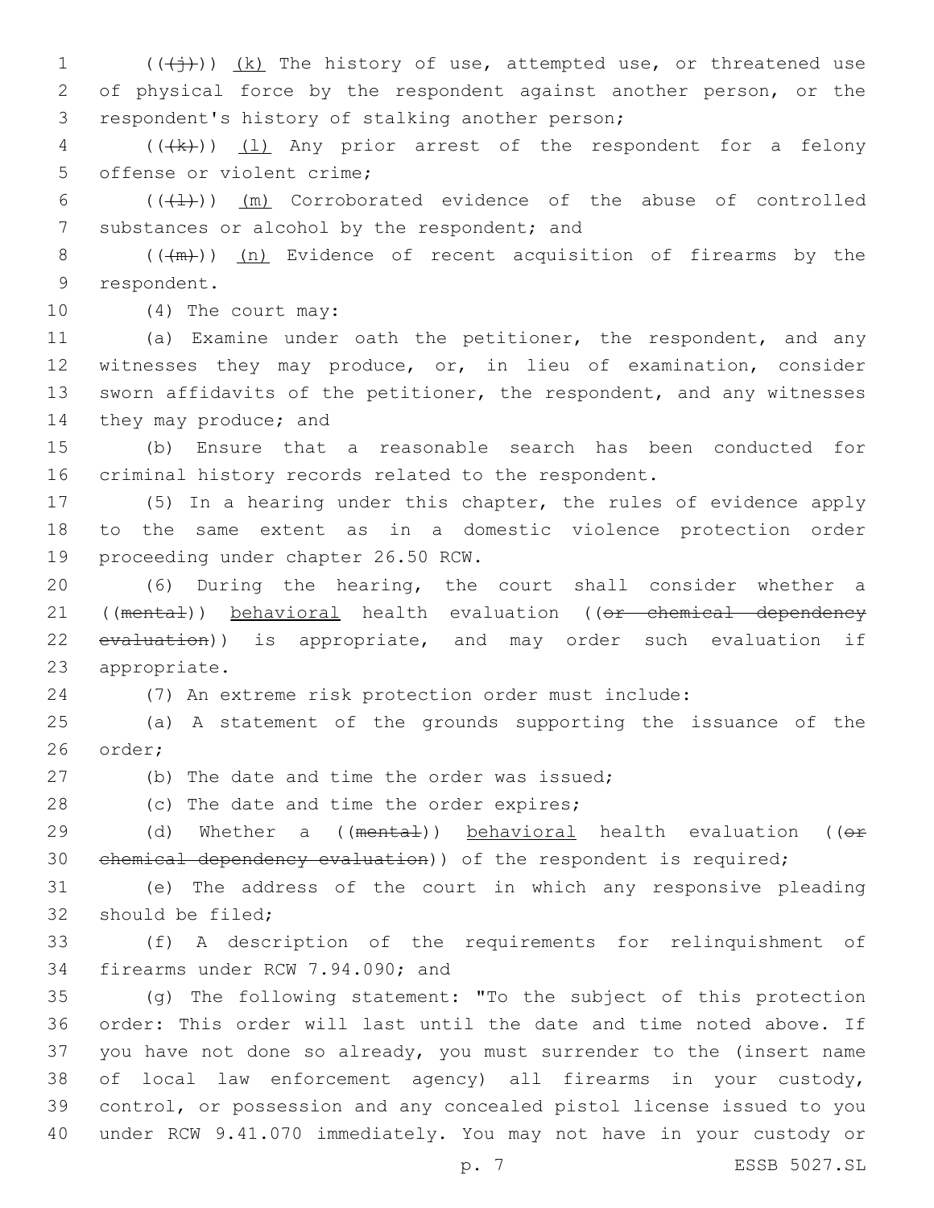(((j))) (k) The history of use, attempted use, or threatened use of physical force by the respondent against another person, or the respondent's history of stalking another person;

(((k))) (l) Any prior arrest of the respondent for a felony offense or violent crime;

(((l))) (m) Corroborated evidence of the abuse of controlled substances or alcohol by the respondent; and

(((m))) (n) Evidence of recent acquisition of firearms by the respondent.

(4) The court may:

(a) Examine under oath the petitioner, the respondent, and any witnesses they may produce, or, in lieu of examination, consider sworn affidavits of the petitioner, the respondent, and any witnesses they may produce; and

(b) Ensure that a reasonable search has been conducted for criminal history records related to the respondent.

(5) In a hearing under this chapter, the rules of evidence apply to the same extent as in a domestic violence protection order proceeding under chapter 26.50 RCW.

(6) During the hearing, the court shall consider whether a ((~~mental~~)) behavioral health evaluation ((~~or chemical dependency evaluation~~)) is appropriate, and may order such evaluation if appropriate.

(7) An extreme risk protection order must include:

(a) A statement of the grounds supporting the issuance of the order;

(b) The date and time the order was issued;

(c) The date and time the order expires;

(d) Whether a ((~~mental~~)) behavioral health evaluation ((~~or chemical dependency evaluation~~)) of the respondent is required;

(e) The address of the court in which any responsive pleading should be filed;

(f) A description of the requirements for relinquishment of firearms under RCW 7.94.090; and

(g) The following statement: "To the subject of this protection order: This order will last until the date and time noted above. If you have not done so already, you must surrender to the (insert name of local law enforcement agency) all firearms in your custody, control, or possession and any concealed pistol license issued to you under RCW 9.41.070 immediately. You may not have in your custody or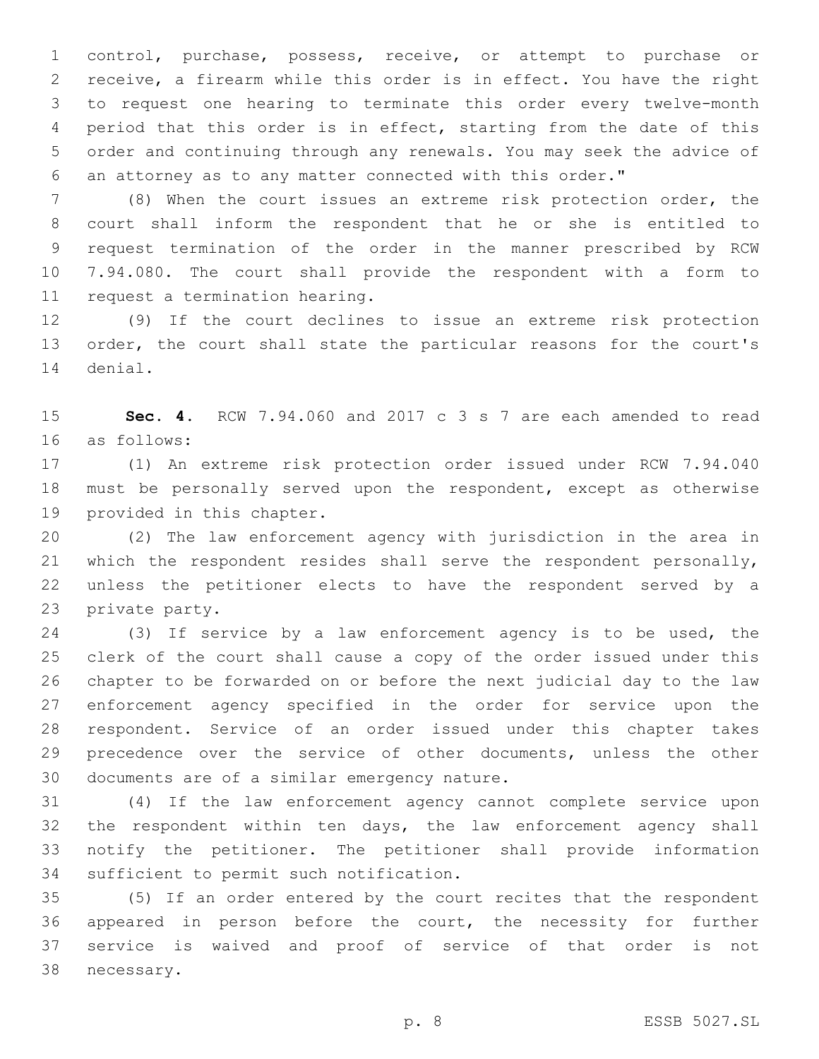control, purchase, possess, receive, or attempt to purchase or receive, a firearm while this order is in effect. You have the right to request one hearing to terminate this order every twelve-month period that this order is in effect, starting from the date of this order and continuing through any renewals. You may seek the advice of an attorney as to any matter connected with this order."

(8) When the court issues an extreme risk protection order, the court shall inform the respondent that he or she is entitled to request termination of the order in the manner prescribed by RCW 7.94.080. The court shall provide the respondent with a form to request a termination hearing.

(9) If the court declines to issue an extreme risk protection order, the court shall state the particular reasons for the court's denial.

**Sec. 4.** RCW 7.94.060 and 2017 c 3 s 7 are each amended to read as follows:

(1) An extreme risk protection order issued under RCW 7.94.040 must be personally served upon the respondent, except as otherwise provided in this chapter.

(2) The law enforcement agency with jurisdiction in the area in which the respondent resides shall serve the respondent personally, unless the petitioner elects to have the respondent served by a private party.

(3) If service by a law enforcement agency is to be used, the clerk of the court shall cause a copy of the order issued under this chapter to be forwarded on or before the next judicial day to the law enforcement agency specified in the order for service upon the respondent. Service of an order issued under this chapter takes precedence over the service of other documents, unless the other documents are of a similar emergency nature.

(4) If the law enforcement agency cannot complete service upon the respondent within ten days, the law enforcement agency shall notify the petitioner. The petitioner shall provide information sufficient to permit such notification.

(5) If an order entered by the court recites that the respondent appeared in person before the court, the necessity for further service is waived and proof of service of that order is not necessary.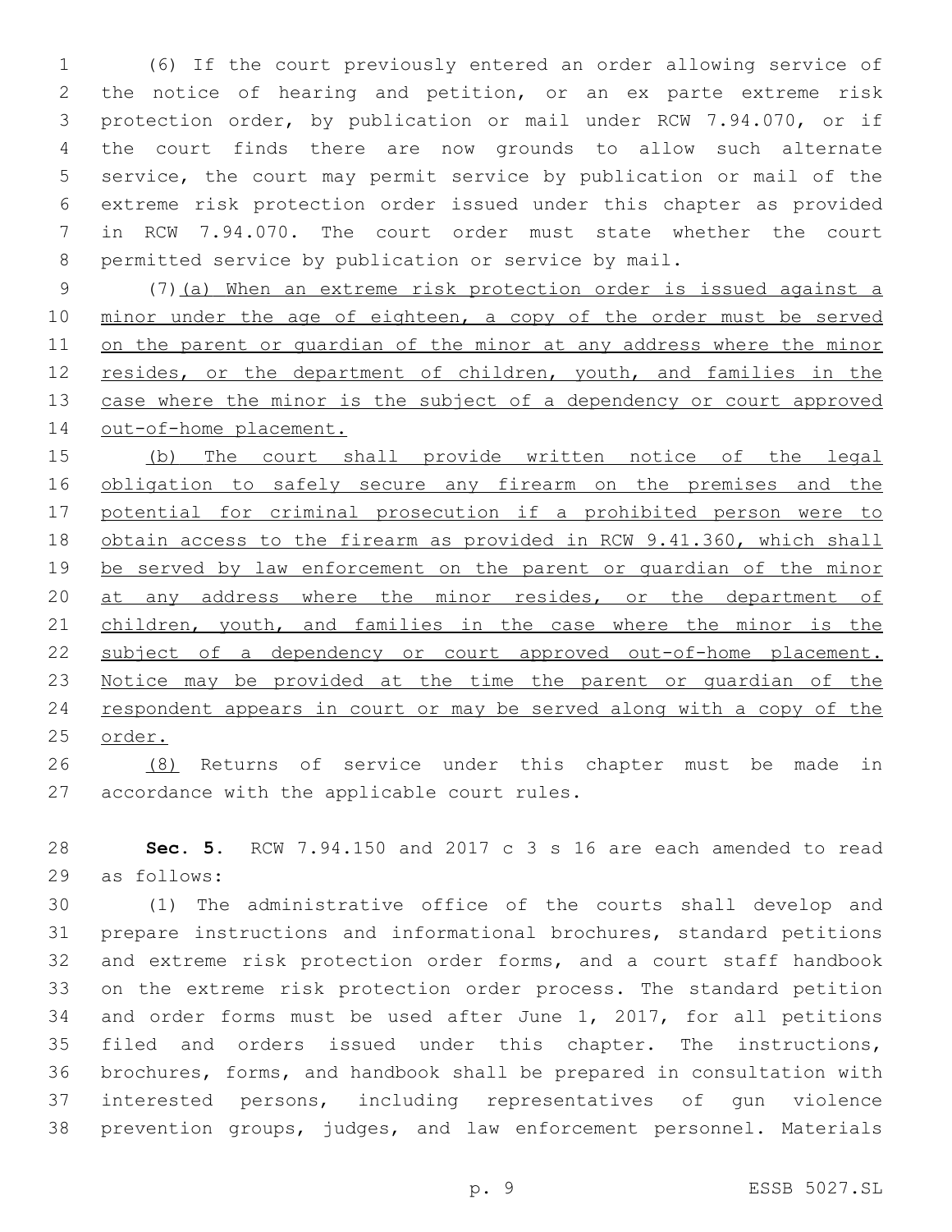(6) If the court previously entered an order allowing service of the notice of hearing and petition, or an ex parte extreme risk protection order, by publication or mail under RCW 7.94.070, or if the court finds there are now grounds to allow such alternate service, the court may permit service by publication or mail of the extreme risk protection order issued under this chapter as provided in RCW 7.94.070. The court order must state whether the court permitted service by publication or service by mail.

(7)(a) When an extreme risk protection order is issued against a minor under the age of eighteen, a copy of the order must be served on the parent or guardian of the minor at any address where the minor resides, or the department of children, youth, and families in the case where the minor is the subject of a dependency or court approved out-of-home placement.

(b) The court shall provide written notice of the legal obligation to safely secure any firearm on the premises and the potential for criminal prosecution if a prohibited person were to obtain access to the firearm as provided in RCW 9.41.360, which shall be served by law enforcement on the parent or guardian of the minor at any address where the minor resides, or the department of children, youth, and families in the case where the minor is the subject of a dependency or court approved out-of-home placement. Notice may be provided at the time the parent or guardian of the respondent appears in court or may be served along with a copy of the order.

(8) Returns of service under this chapter must be made in accordance with the applicable court rules.

**Sec. 5.** RCW 7.94.150 and 2017 c 3 s 16 are each amended to read as follows:

(1) The administrative office of the courts shall develop and prepare instructions and informational brochures, standard petitions and extreme risk protection order forms, and a court staff handbook on the extreme risk protection order process. The standard petition and order forms must be used after June 1, 2017, for all petitions filed and orders issued under this chapter. The instructions, brochures, forms, and handbook shall be prepared in consultation with interested persons, including representatives of gun violence prevention groups, judges, and law enforcement personnel. Materials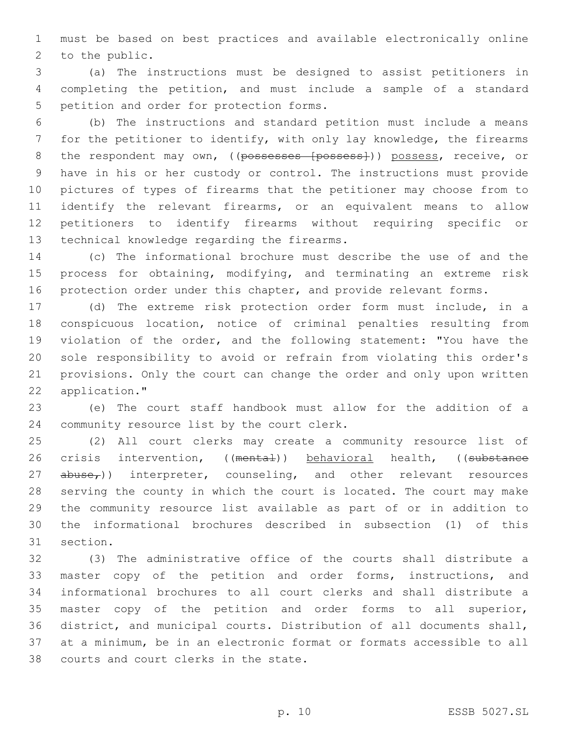must be based on best practices and available electronically online to the public.

(a) The instructions must be designed to assist petitioners in completing the petition, and must include a sample of a standard petition and order for protection forms.

(b) The instructions and standard petition must include a means for the petitioner to identify, with only lay knowledge, the firearms the respondent may own, ((~~possesses [possess]~~)) possess, receive, or have in his or her custody or control. The instructions must provide pictures of types of firearms that the petitioner may choose from to identify the relevant firearms, or an equivalent means to allow petitioners to identify firearms without requiring specific or technical knowledge regarding the firearms.

(c) The informational brochure must describe the use of and the process for obtaining, modifying, and terminating an extreme risk protection order under this chapter, and provide relevant forms.

(d) The extreme risk protection order form must include, in a conspicuous location, notice of criminal penalties resulting from violation of the order, and the following statement: "You have the sole responsibility to avoid or refrain from violating this order's provisions. Only the court can change the order and only upon written application."

(e) The court staff handbook must allow for the addition of a community resource list by the court clerk.

(2) All court clerks may create a community resource list of crisis intervention, ((~~mental~~)) behavioral health, ((~~substance abuse,~~)) interpreter, counseling, and other relevant resources serving the county in which the court is located. The court may make the community resource list available as part of or in addition to the informational brochures described in subsection (1) of this section.

(3) The administrative office of the courts shall distribute a master copy of the petition and order forms, instructions, and informational brochures to all court clerks and shall distribute a master copy of the petition and order forms to all superior, district, and municipal courts. Distribution of all documents shall, at a minimum, be in an electronic format or formats accessible to all courts and court clerks in the state.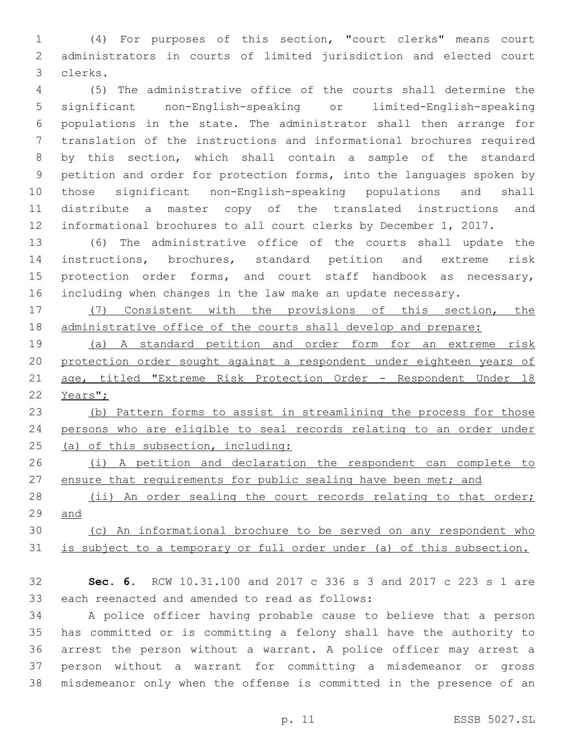(4) For purposes of this section, "court clerks" means court administrators in courts of limited jurisdiction and elected court clerks.

(5) The administrative office of the courts shall determine the significant non-English-speaking or limited-English-speaking populations in the state. The administrator shall then arrange for translation of the instructions and informational brochures required by this section, which shall contain a sample of the standard petition and order for protection forms, into the languages spoken by those significant non-English-speaking populations and shall distribute a master copy of the translated instructions and informational brochures to all court clerks by December 1, 2017.

(6) The administrative office of the courts shall update the instructions, brochures, standard petition and extreme risk protection order forms, and court staff handbook as necessary, including when changes in the law make an update necessary.

(7) Consistent with the provisions of this section, the administrative office of the courts shall develop and prepare:

(a) A standard petition and order form for an extreme risk protection order sought against a respondent under eighteen years of age, titled "Extreme Risk Protection Order - Respondent Under 18 Years";

(b) Pattern forms to assist in streamlining the process for those persons who are eligible to seal records relating to an order under (a) of this subsection, including:

(i) A petition and declaration the respondent can complete to ensure that requirements for public sealing have been met; and

(ii) An order sealing the court records relating to that order; and

(c) An informational brochure to be served on any respondent who is subject to a temporary or full order under (a) of this subsection.

**Sec. 6.** RCW 10.31.100 and 2017 c 336 s 3 and 2017 c 223 s 1 are each reenacted and amended to read as follows:

A police officer having probable cause to believe that a person has committed or is committing a felony shall have the authority to arrest the person without a warrant. A police officer may arrest a person without a warrant for committing a misdemeanor or gross misdemeanor only when the offense is committed in the presence of an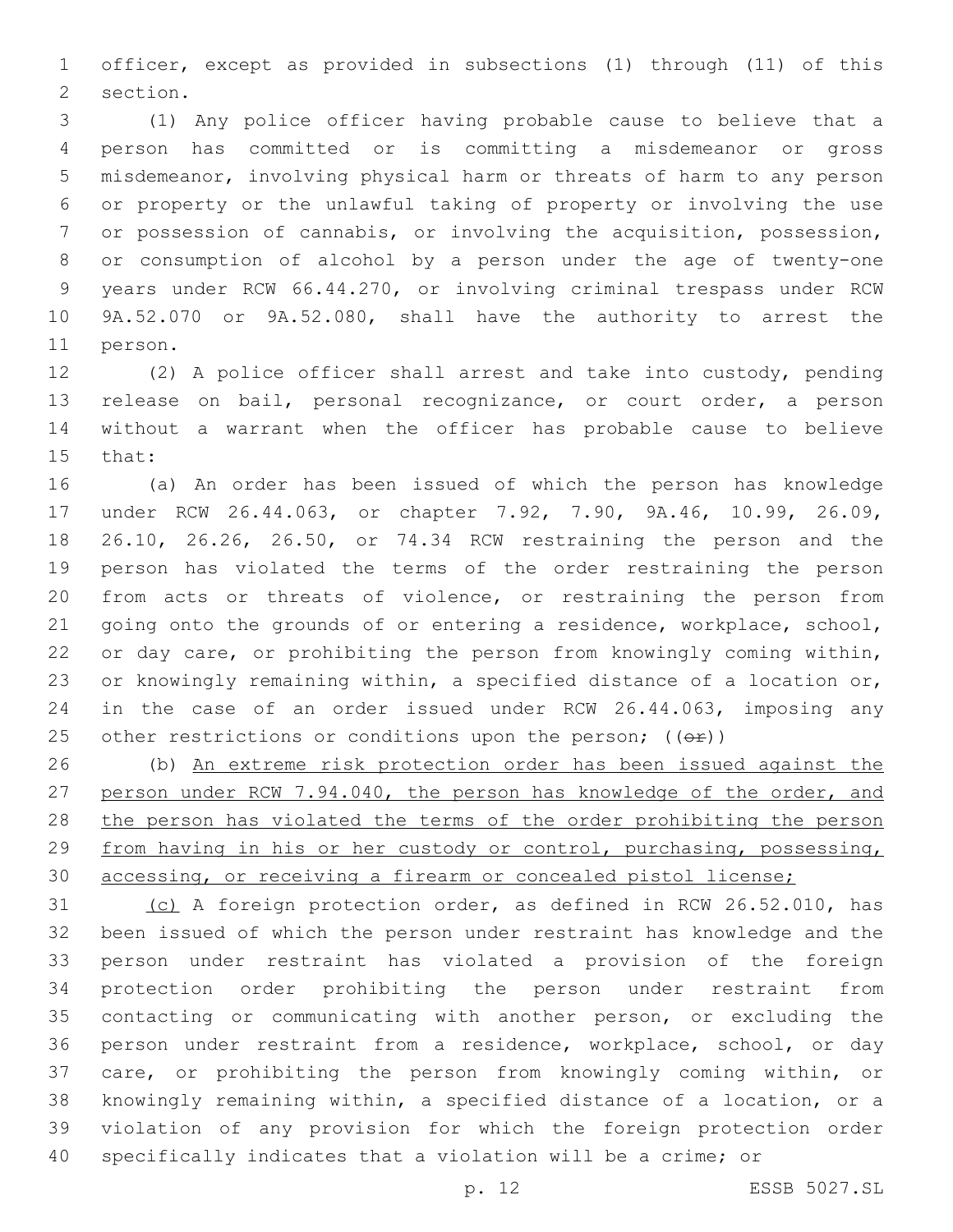officer, except as provided in subsections (1) through (11) of this section.

(1) Any police officer having probable cause to believe that a person has committed or is committing a misdemeanor or gross misdemeanor, involving physical harm or threats of harm to any person or property or the unlawful taking of property or involving the use or possession of cannabis, or involving the acquisition, possession, or consumption of alcohol by a person under the age of twenty-one years under RCW 66.44.270, or involving criminal trespass under RCW 9A.52.070 or 9A.52.080, shall have the authority to arrest the person.

(2) A police officer shall arrest and take into custody, pending release on bail, personal recognizance, or court order, a person without a warrant when the officer has probable cause to believe that:

(a) An order has been issued of which the person has knowledge under RCW 26.44.063, or chapter 7.92, 7.90, 9A.46, 10.99, 26.09, 26.10, 26.26, 26.50, or 74.34 RCW restraining the person and the person has violated the terms of the order restraining the person from acts or threats of violence, or restraining the person from going onto the grounds of or entering a residence, workplace, school, or day care, or prohibiting the person from knowingly coming within, or knowingly remaining within, a specified distance of a location or, in the case of an order issued under RCW 26.44.063, imposing any other restrictions or conditions upon the person; ((~~or~~))

(b) <u>An extreme risk protection order has been issued against the person under RCW 7.94.040, the person has knowledge of the order, and the person has violated the terms of the order prohibiting the person from having in his or her custody or control, purchasing, possessing, accessing, or receiving a firearm or concealed pistol license;</u>

<u>(c)</u> A foreign protection order, as defined in RCW 26.52.010, has been issued of which the person under restraint has knowledge and the person under restraint has violated a provision of the foreign protection order prohibiting the person under restraint from contacting or communicating with another person, or excluding the person under restraint from a residence, workplace, school, or day care, or prohibiting the person from knowingly coming within, or knowingly remaining within, a specified distance of a location, or a violation of any provision for which the foreign protection order specifically indicates that a violation will be a crime; or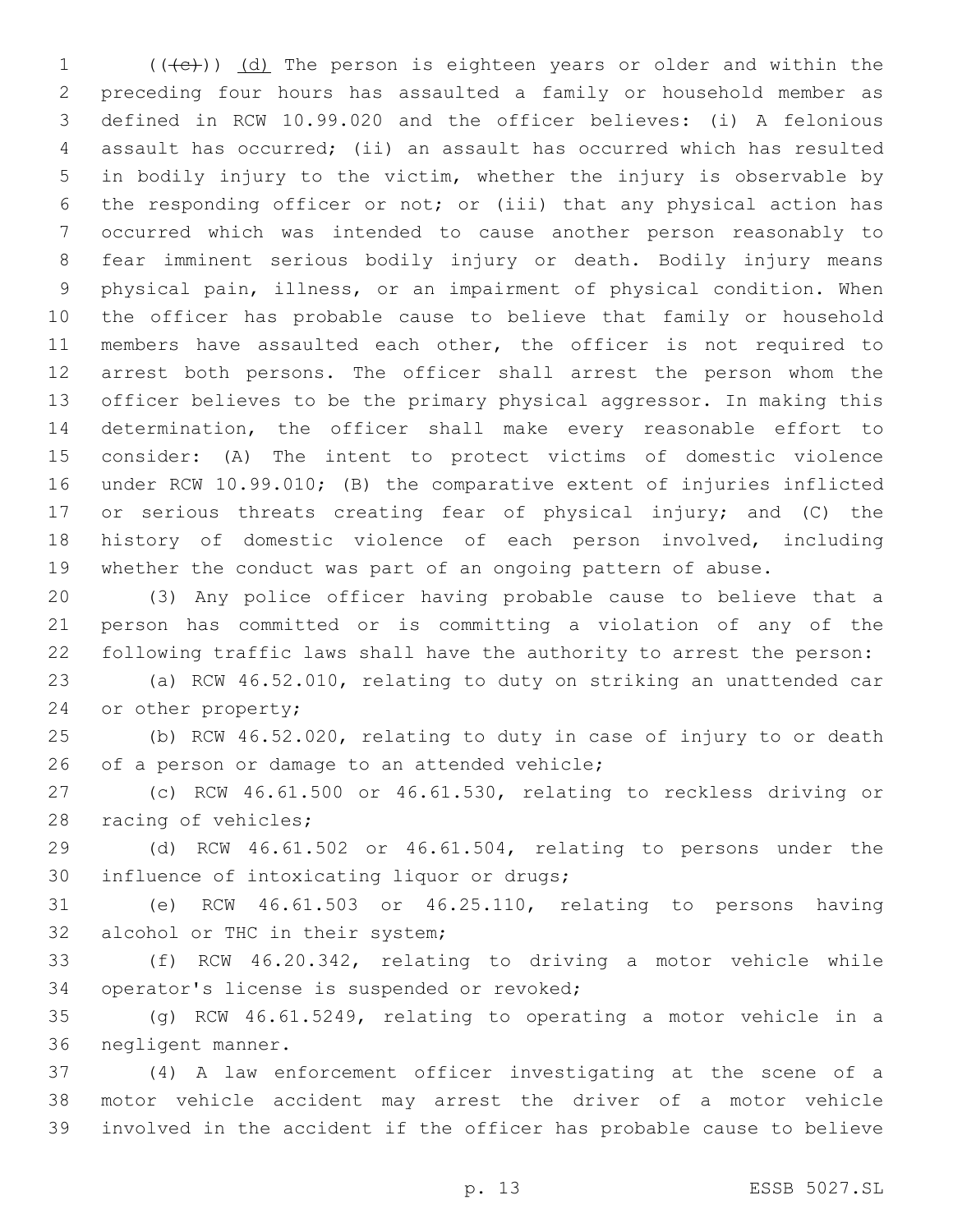((~~(c)~~)) <u>(d)</u> The person is eighteen years or older and within the preceding four hours has assaulted a family or household member as defined in RCW 10.99.020 and the officer believes: (i) A felonious assault has occurred; (ii) an assault has occurred which has resulted in bodily injury to the victim, whether the injury is observable by the responding officer or not; or (iii) that any physical action has occurred which was intended to cause another person reasonably to fear imminent serious bodily injury or death. Bodily injury means physical pain, illness, or an impairment of physical condition. When the officer has probable cause to believe that family or household members have assaulted each other, the officer is not required to arrest both persons. The officer shall arrest the person whom the officer believes to be the primary physical aggressor. In making this determination, the officer shall make every reasonable effort to consider: (A) The intent to protect victims of domestic violence under RCW 10.99.010; (B) the comparative extent of injuries inflicted or serious threats creating fear of physical injury; and (C) the history of domestic violence of each person involved, including whether the conduct was part of an ongoing pattern of abuse.

(3) Any police officer having probable cause to believe that a person has committed or is committing a violation of any of the following traffic laws shall have the authority to arrest the person:

(a) RCW 46.52.010, relating to duty on striking an unattended car or other property;

(b) RCW 46.52.020, relating to duty in case of injury to or death of a person or damage to an attended vehicle;

(c) RCW 46.61.500 or 46.61.530, relating to reckless driving or racing of vehicles;

(d) RCW 46.61.502 or 46.61.504, relating to persons under the influence of intoxicating liquor or drugs;

(e) RCW 46.61.503 or 46.25.110, relating to persons having alcohol or THC in their system;

(f) RCW 46.20.342, relating to driving a motor vehicle while operator's license is suspended or revoked;

(g) RCW 46.61.5249, relating to operating a motor vehicle in a negligent manner.

(4) A law enforcement officer investigating at the scene of a motor vehicle accident may arrest the driver of a motor vehicle involved in the accident if the officer has probable cause to believe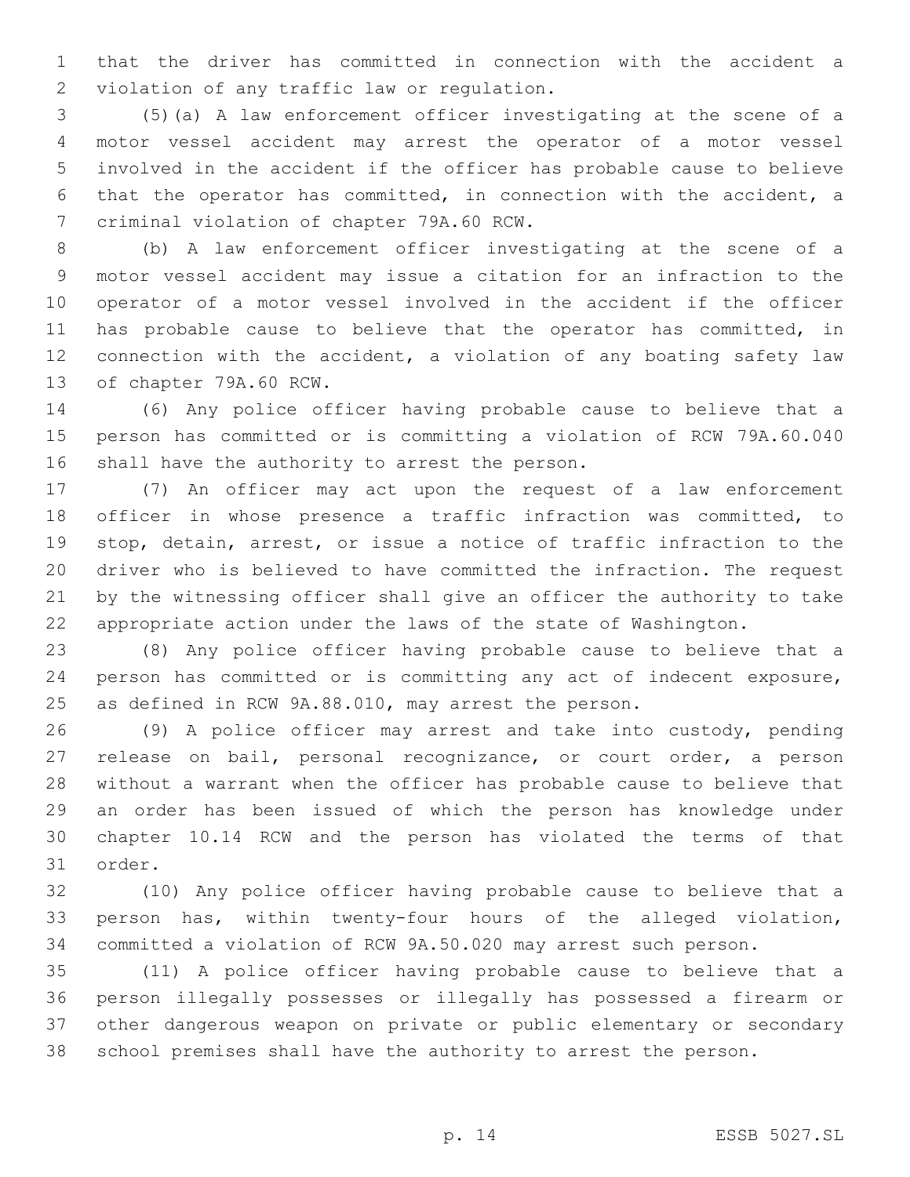that the driver has committed in connection with the accident a violation of any traffic law or regulation.

(5)(a) A law enforcement officer investigating at the scene of a motor vessel accident may arrest the operator of a motor vessel involved in the accident if the officer has probable cause to believe that the operator has committed, in connection with the accident, a criminal violation of chapter 79A.60 RCW.

(b) A law enforcement officer investigating at the scene of a motor vessel accident may issue a citation for an infraction to the operator of a motor vessel involved in the accident if the officer has probable cause to believe that the operator has committed, in connection with the accident, a violation of any boating safety law of chapter 79A.60 RCW.

(6) Any police officer having probable cause to believe that a person has committed or is committing a violation of RCW 79A.60.040 shall have the authority to arrest the person.

(7) An officer may act upon the request of a law enforcement officer in whose presence a traffic infraction was committed, to stop, detain, arrest, or issue a notice of traffic infraction to the driver who is believed to have committed the infraction. The request by the witnessing officer shall give an officer the authority to take appropriate action under the laws of the state of Washington.

(8) Any police officer having probable cause to believe that a person has committed or is committing any act of indecent exposure, as defined in RCW 9A.88.010, may arrest the person.

(9) A police officer may arrest and take into custody, pending release on bail, personal recognizance, or court order, a person without a warrant when the officer has probable cause to believe that an order has been issued of which the person has knowledge under chapter 10.14 RCW and the person has violated the terms of that order.

(10) Any police officer having probable cause to believe that a person has, within twenty-four hours of the alleged violation, committed a violation of RCW 9A.50.020 may arrest such person.

(11) A police officer having probable cause to believe that a person illegally possesses or illegally has possessed a firearm or other dangerous weapon on private or public elementary or secondary school premises shall have the authority to arrest the person.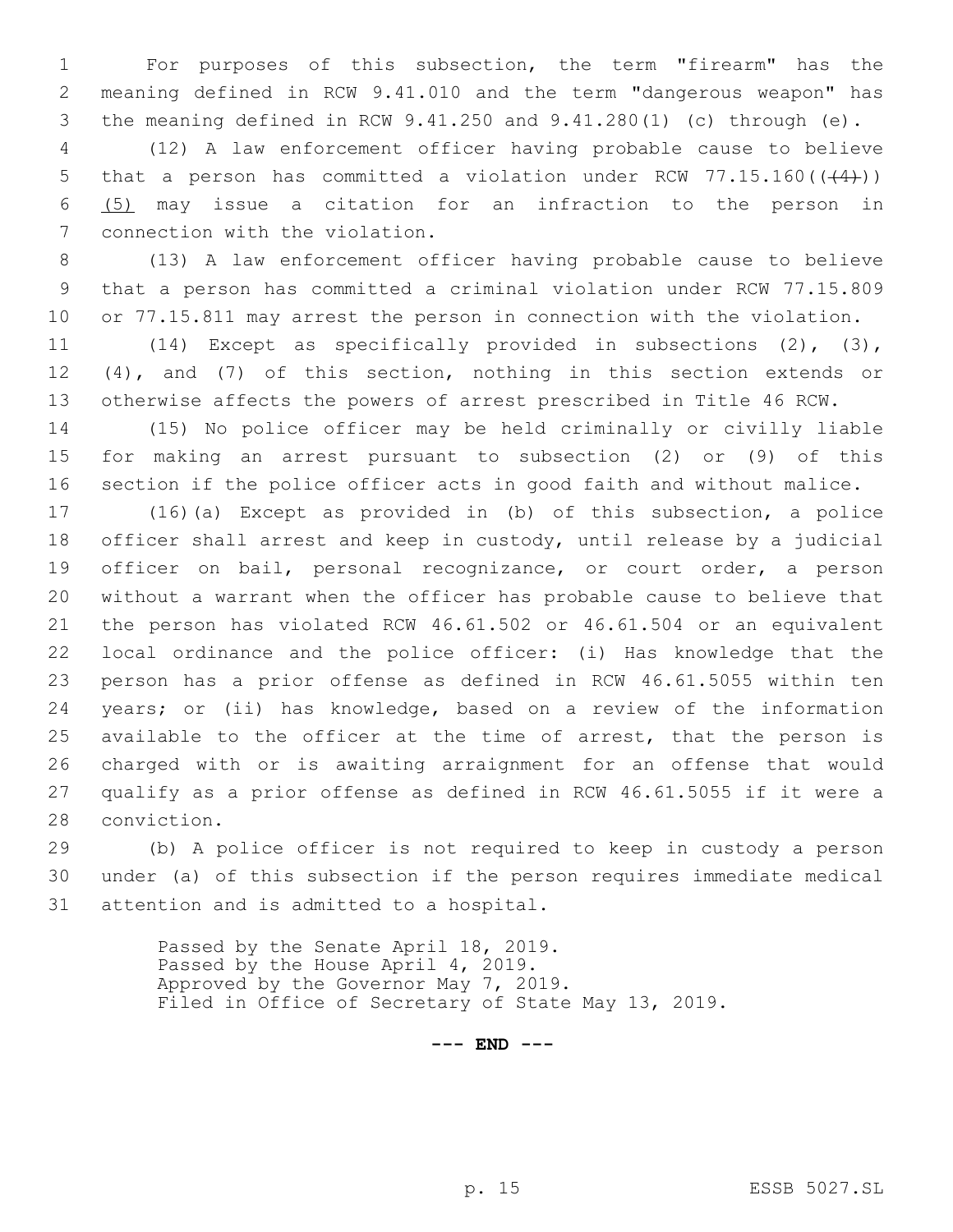For purposes of this subsection, the term "firearm" has the meaning defined in RCW 9.41.010 and the term "dangerous weapon" has the meaning defined in RCW 9.41.250 and 9.41.280(1) (c) through (e).

(12) A law enforcement officer having probable cause to believe that a person has committed a violation under RCW 77.15.160((~~(4)~~)) (5) may issue a citation for an infraction to the person in connection with the violation.

(13) A law enforcement officer having probable cause to believe that a person has committed a criminal violation under RCW 77.15.809 or 77.15.811 may arrest the person in connection with the violation.

(14) Except as specifically provided in subsections (2), (3), (4), and (7) of this section, nothing in this section extends or otherwise affects the powers of arrest prescribed in Title 46 RCW.

(15) No police officer may be held criminally or civilly liable for making an arrest pursuant to subsection (2) or (9) of this section if the police officer acts in good faith and without malice.

(16)(a) Except as provided in (b) of this subsection, a police officer shall arrest and keep in custody, until release by a judicial officer on bail, personal recognizance, or court order, a person without a warrant when the officer has probable cause to believe that the person has violated RCW 46.61.502 or 46.61.504 or an equivalent local ordinance and the police officer: (i) Has knowledge that the person has a prior offense as defined in RCW 46.61.5055 within ten years; or (ii) has knowledge, based on a review of the information available to the officer at the time of arrest, that the person is charged with or is awaiting arraignment for an offense that would qualify as a prior offense as defined in RCW 46.61.5055 if it were a conviction.

(b) A police officer is not required to keep in custody a person under (a) of this subsection if the person requires immediate medical attention and is admitted to a hospital.

Passed by the Senate April 18, 2019.
Passed by the House April 4, 2019.
Approved by the Governor May 7, 2019.
Filed in Office of Secretary of State May 13, 2019.

**--- END ---**